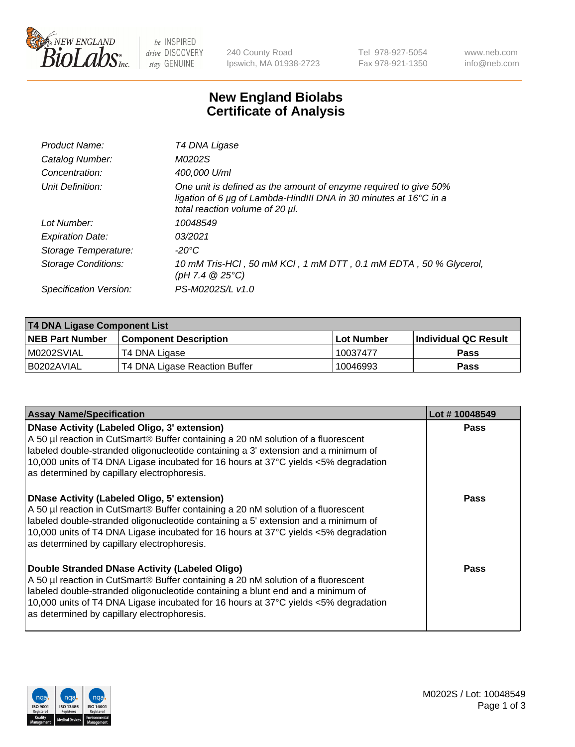New England BioLabs Inc. — be INSPIRED drive DISCOVERY stay GENUINE

240 County Road
Ipswich, MA 01938-2723

Tel 978-927-5054
Fax 978-921-1350

www.neb.com
info@neb.com

# New England Biolabs
# Certificate of Analysis

| | |
|---|---|
| *Product Name:* | *T4 DNA Ligase* |
| *Catalog Number:* | *M0202S* |
| *Concentration:* | *400,000 U/ml* |
| *Unit Definition:* | *One unit is defined as the amount of enzyme required to give 50% ligation of 6 µg of Lambda-HindIII DNA in 30 minutes at 16°C in a total reaction volume of 20 µl.* |
| *Lot Number:* | *10048549* |
| *Expiration Date:* | *03/2021* |
| *Storage Temperature:* | *-20°C* |
| *Storage Conditions:* | *10 mM Tris-HCl , 50 mM KCl , 1 mM DTT , 0.1 mM EDTA , 50 % Glycerol, (pH 7.4 @ 25°C)* |
| *Specification Version:* | *PS-M0202S/L v1.0* |

| T4 DNA Ligase Component List | | | |
|---|---|---|---|
| **NEB Part Number** | **Component Description** | **Lot Number** | **Individual QC Result** |
| M0202SVIAL | T4 DNA Ligase | 10037477 | Pass |
| B0202AVIAL | T4 DNA Ligase Reaction Buffer | 10046993 | Pass |

| Assay Name/Specification | Lot # 10048549 |
|---|---|
| **DNase Activity (Labeled Oligo, 3' extension)** A 50 µl reaction in CutSmart® Buffer containing a 20 nM solution of a fluorescent labeled double-stranded oligonucleotide containing a 3' extension and a minimum of 10,000 units of T4 DNA Ligase incubated for 16 hours at 37°C yields <5% degradation as determined by capillary electrophoresis. | Pass |
| **DNase Activity (Labeled Oligo, 5' extension)** A 50 µl reaction in CutSmart® Buffer containing a 20 nM solution of a fluorescent labeled double-stranded oligonucleotide containing a 5' extension and a minimum of 10,000 units of T4 DNA Ligase incubated for 16 hours at 37°C yields <5% degradation as determined by capillary electrophoresis. | Pass |
| **Double Stranded DNase Activity (Labeled Oligo)** A 50 µl reaction in CutSmart® Buffer containing a 20 nM solution of a fluorescent labeled double-stranded oligonucleotide containing a blunt end and a minimum of 10,000 units of T4 DNA Ligase incubated for 16 hours at 37°C yields <5% degradation as determined by capillary electrophoresis. | Pass |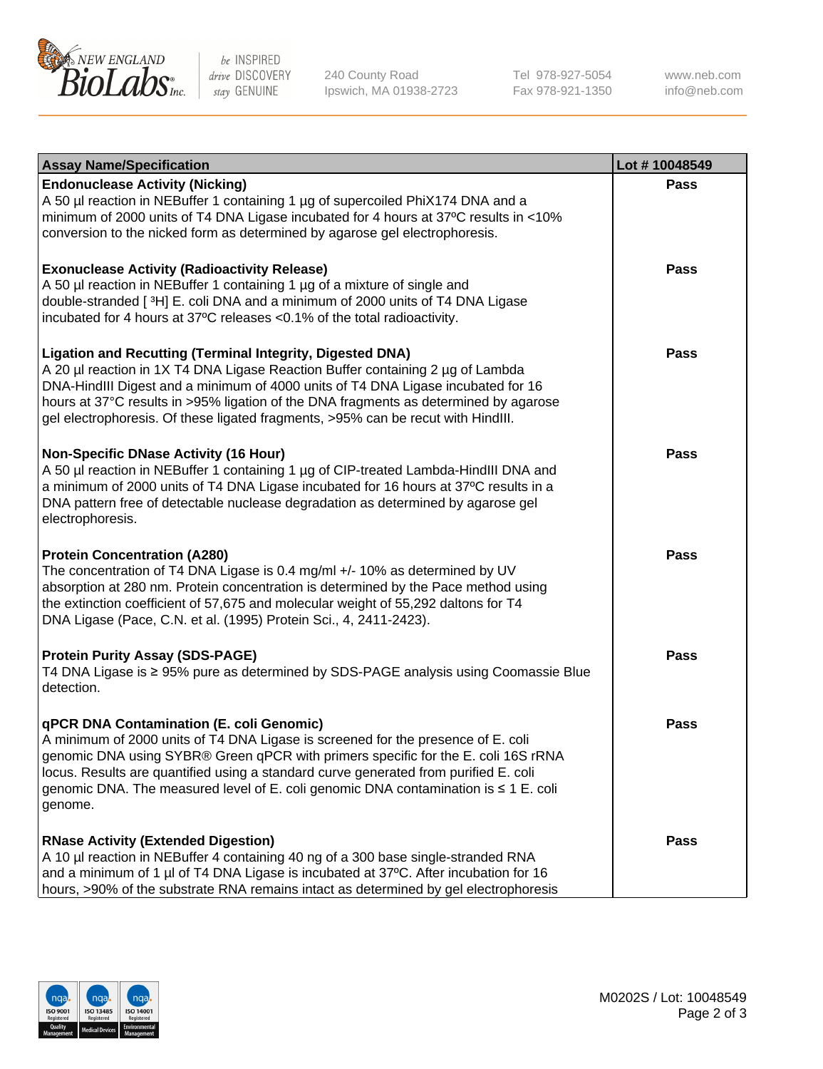| Assay Name/Specification | Lot # 10048549 |
| --- | --- |
| **Endonuclease Activity (Nicking)**<br>A 50 µl reaction in NEBuffer 1 containing 1 µg of supercoiled PhiX174 DNA and a minimum of 2000 units of T4 DNA Ligase incubated for 4 hours at 37ºC results in <10% conversion to the nicked form as determined by agarose gel electrophoresis. | Pass |
| **Exonuclease Activity (Radioactivity Release)**<br>A 50 µl reaction in NEBuffer 1 containing 1 µg of a mixture of single and double-stranded [ $^3$H] E. coli DNA and a minimum of 2000 units of T4 DNA Ligase incubated for 4 hours at 37ºC releases <0.1% of the total radioactivity. | Pass |
| **Ligation and Recutting (Terminal Integrity, Digested DNA)**<br>A 20 µl reaction in 1X T4 DNA Ligase Reaction Buffer containing 2 µg of Lambda DNA-HindIII Digest and a minimum of 4000 units of T4 DNA Ligase incubated for 16 hours at 37°C results in >95% ligation of the DNA fragments as determined by agarose gel electrophoresis. Of these ligated fragments, >95% can be recut with HindIII. | Pass |
| **Non-Specific DNase Activity (16 Hour)**<br>A 50 µl reaction in NEBuffer 1 containing 1 µg of CIP-treated Lambda-HindIII DNA and a minimum of 2000 units of T4 DNA Ligase incubated for 16 hours at 37ºC results in a DNA pattern free of detectable nuclease degradation as determined by agarose gel electrophoresis. | Pass |
| **Protein Concentration (A280)**<br>The concentration of T4 DNA Ligase is 0.4 mg/ml +/- 10% as determined by UV absorption at 280 nm. Protein concentration is determined by the Pace method using the extinction coefficient of 57,675 and molecular weight of 55,292 daltons for T4 DNA Ligase (Pace, C.N. et al. (1995) Protein Sci., 4, 2411-2423). | Pass |
| **Protein Purity Assay (SDS-PAGE)**<br>T4 DNA Ligase is ≥ 95% pure as determined by SDS-PAGE analysis using Coomassie Blue detection. | Pass |
| **qPCR DNA Contamination (E. coli Genomic)**<br>A minimum of 2000 units of T4 DNA Ligase is screened for the presence of E. coli genomic DNA using SYBR® Green qPCR with primers specific for the E. coli 16S rRNA locus. Results are quantified using a standard curve generated from purified E. coli genomic DNA. The measured level of E. coli genomic DNA contamination is ≤ 1 E. coli genome. | Pass |
| **RNase Activity (Extended Digestion)**<br>A 10 µl reaction in NEBuffer 4 containing 40 ng of a 300 base single-stranded RNA and a minimum of 1 µl of T4 DNA Ligase is incubated at 37ºC. After incubation for 16 hours, >90% of the substrate RNA remains intact as determined by gel electrophoresis | Pass |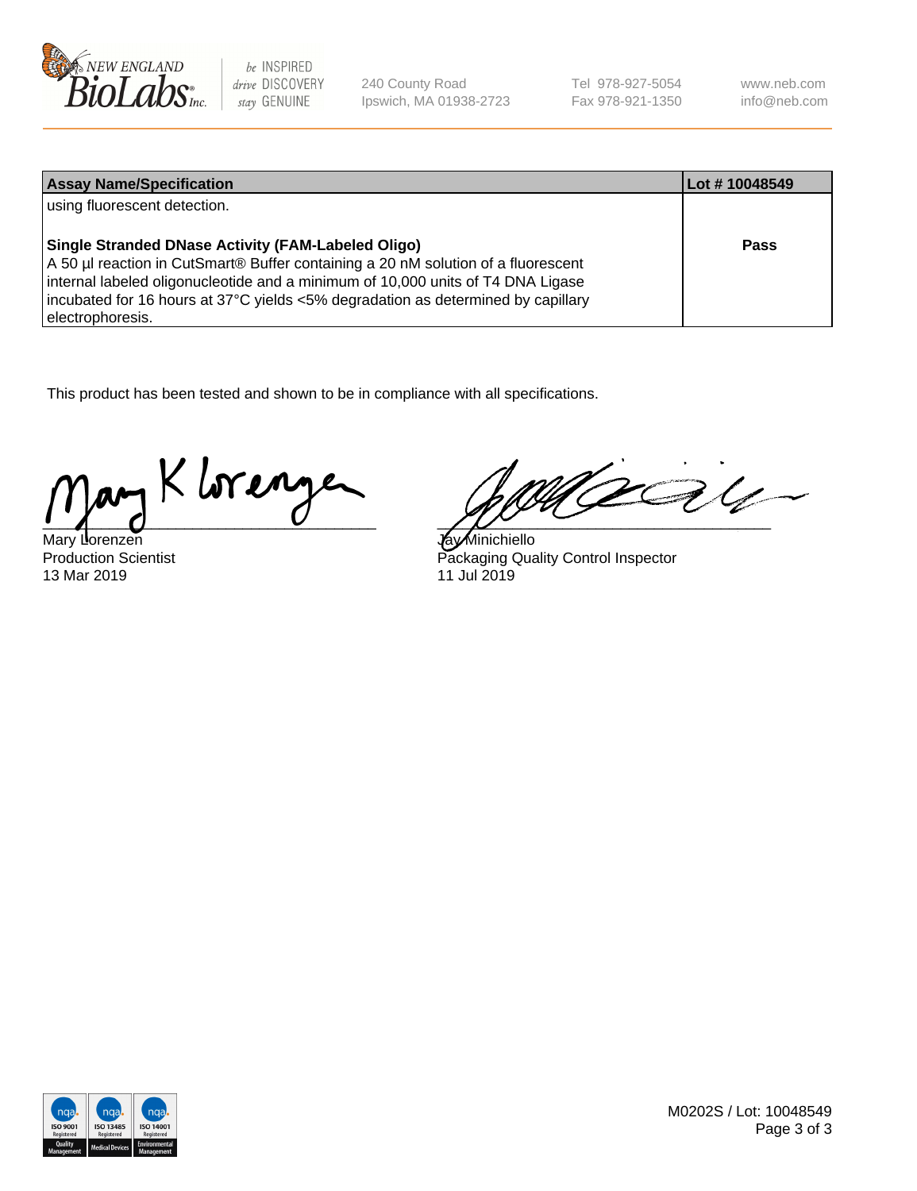| Assay Name/Specification | Lot # 10048549 |
| --- | --- |
| using fluorescent detection. | |
| **Single Stranded DNase Activity (FAM-Labeled Oligo)**<br>A 50 µl reaction in CutSmart® Buffer containing a 20 nM solution of a fluorescent internal labeled oligonucleotide and a minimum of 10,000 units of T4 DNA Ligase incubated for 16 hours at 37°C yields <5% degradation as determined by capillary electrophoresis. | **Pass** |

This product has been tested and shown to be in compliance with all specifications.

Mary Lorenzen
Production Scientist
13 Mar 2019

Jay Minichiello
Packaging Quality Control Inspector
11 Jul 2019

M0202S / Lot: 10048549